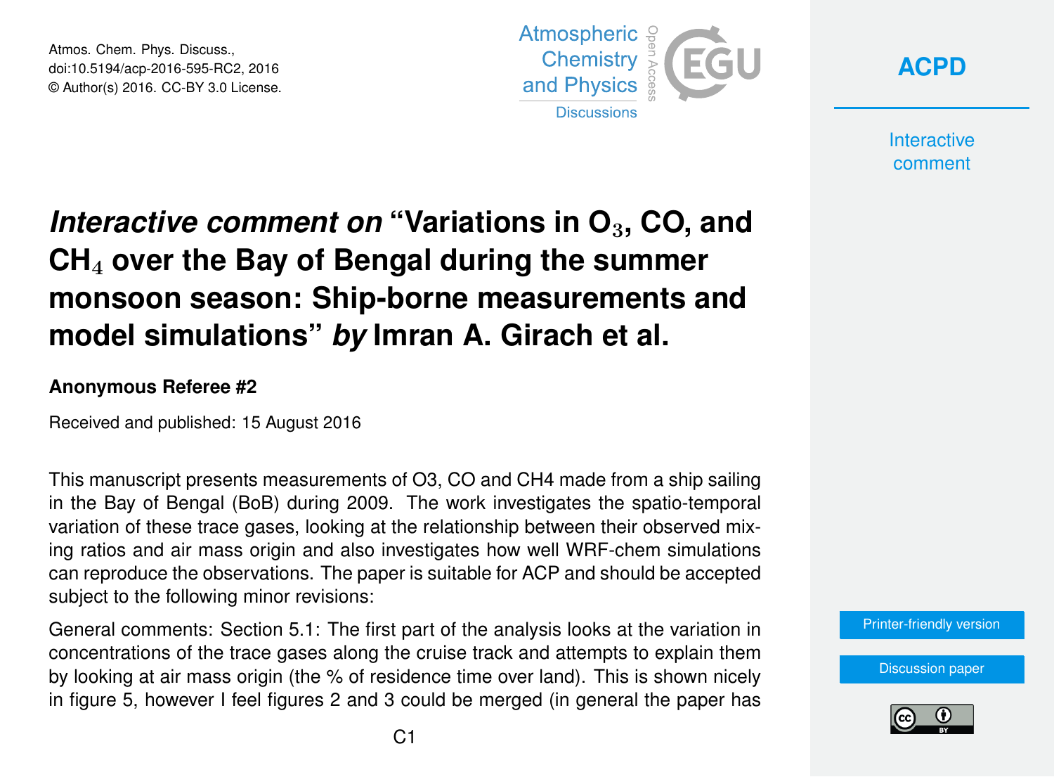# *Interactive comment on* "Variations in $O_3$, CO, and $CH_4$ over the Bay of Bengal during the summer monsoon season: Ship-borne measurements and model simulations" *by* Imran A. Girach et al.

**Anonymous Referee #2**

Received and published: 15 August 2016

This manuscript presents measurements of O3, CO and CH4 made from a ship sailing in the Bay of Bengal (BoB) during 2009. The work investigates the spatio-temporal variation of these trace gases, looking at the relationship between their observed mixing ratios and air mass origin and also investigates how well WRF-chem simulations can reproduce the observations. The paper is suitable for ACP and should be accepted subject to the following minor revisions:

General comments: Section 5.1: The first part of the analysis looks at the variation in concentrations of the trace gases along the cruise track and attempts to explain them by looking at air mass origin (the % of residence time over land). This is shown nicely in figure 5, however I feel figures 2 and 3 could be merged (in general the paper has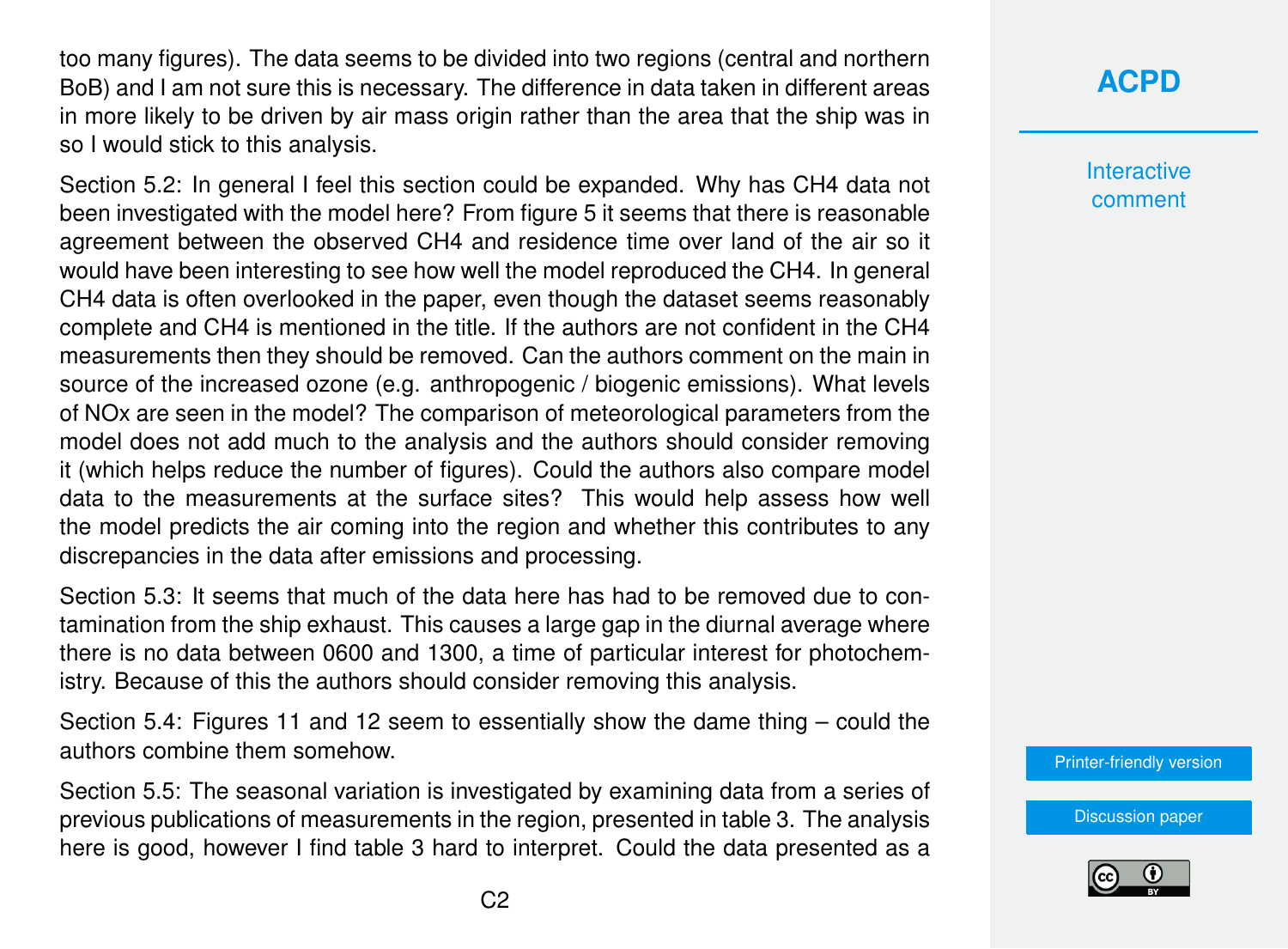too many figures). The data seems to be divided into two regions (central and northern BoB) and I am not sure this is necessary. The difference in data taken in different areas in more likely to be driven by air mass origin rather than the area that the ship was in so I would stick to this analysis.

Section 5.2: In general I feel this section could be expanded. Why has $CH_4$ data not been investigated with the model here? From figure 5 it seems that there is reasonable agreement between the observed $CH_4$ and residence time over land of the air so it would have been interesting to see how well the model reproduced the $CH_4$. In general $CH_4$ data is often overlooked in the paper, even though the dataset seems reasonably complete and $CH_4$ is mentioned in the title. If the authors are not confident in the $CH_4$ measurements then they should be removed. Can the authors comment on the main in source of the increased ozone (e.g. anthropogenic / biogenic emissions). What levels of $NO_x$ are seen in the model? The comparison of meteorological parameters from the model does not add much to the analysis and the authors should consider removing it (which helps reduce the number of figures). Could the authors also compare model data to the measurements at the surface sites? This would help assess how well the model predicts the air coming into the region and whether this contributes to any discrepancies in the data after emissions and processing.

Section 5.3: It seems that much of the data here has had to be removed due to contamination from the ship exhaust. This causes a large gap in the diurnal average where there is no data between 0600 and 1300, a time of particular interest for photochemistry. Because of this the authors should consider removing this analysis.

Section 5.4: Figures 11 and 12 seem to essentially show the dame thing – could the authors combine them somehow.

Section 5.5: The seasonal variation is investigated by examining data from a series of previous publications of measurements in the region, presented in table 3. The analysis here is good, however I find table 3 hard to interpret. Could the data presented as a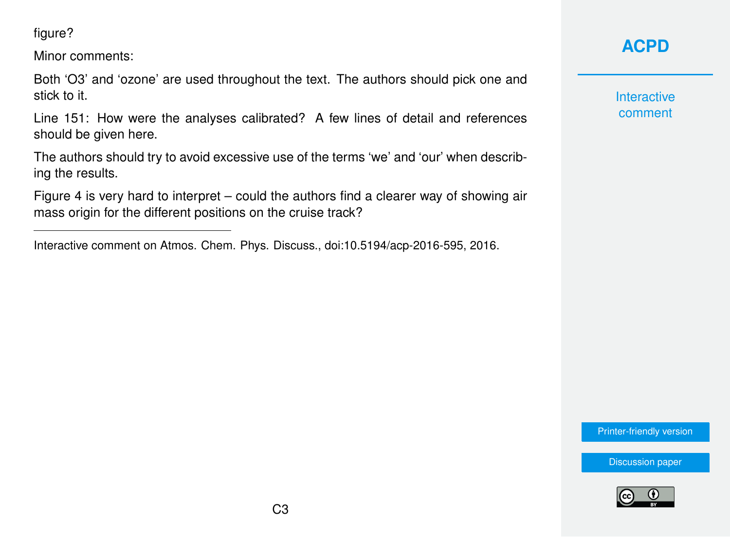figure?

Minor comments:

Both ‘O3’ and ‘ozone’ are used throughout the text. The authors should pick one and stick to it.

Line 151: How were the analyses calibrated? A few lines of detail and references should be given here.

The authors should try to avoid excessive use of the terms ‘we’ and ‘our’ when describing the results.

Figure 4 is very hard to interpret – could the authors find a clearer way of showing air mass origin for the different positions on the cruise track?

---

Interactive comment on Atmos. Chem. Phys. Discuss., doi:10.5194/acp-2016-595, 2016.